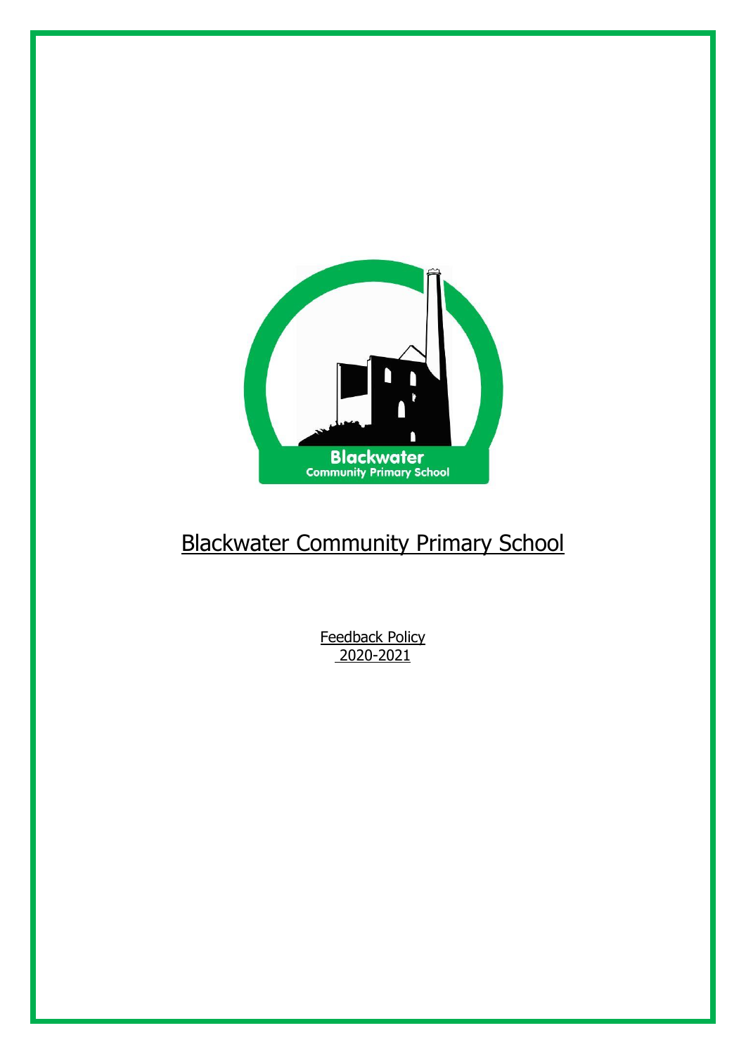# Blackwater Community Primary School

Feedback Policy
2020-2021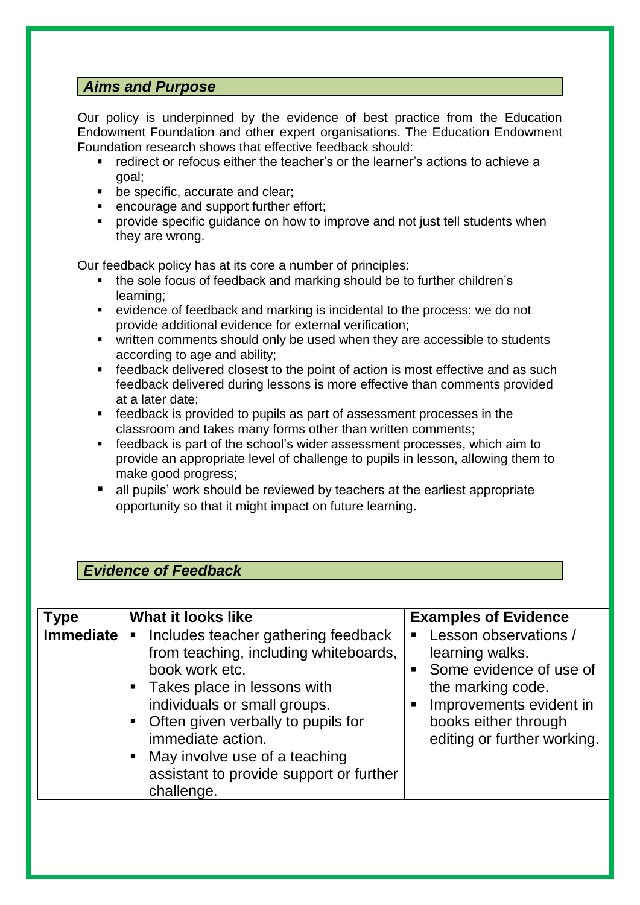## *Aims and Purpose*

Our policy is underpinned by the evidence of best practice from the Education Endowment Foundation and other expert organisations. The Education Endowment Foundation research shows that effective feedback should:

- redirect or refocus either the teacher's or the learner's actions to achieve a goal;
- be specific, accurate and clear;
- encourage and support further effort;
- provide specific guidance on how to improve and not just tell students when they are wrong.

Our feedback policy has at its core a number of principles:

- the sole focus of feedback and marking should be to further children's learning;
- evidence of feedback and marking is incidental to the process: we do not provide additional evidence for external verification;
- written comments should only be used when they are accessible to students according to age and ability;
- feedback delivered closest to the point of action is most effective and as such feedback delivered during lessons is more effective than comments provided at a later date;
- feedback is provided to pupils as part of assessment processes in the classroom and takes many forms other than written comments;
- feedback is part of the school's wider assessment processes, which aim to provide an appropriate level of challenge to pupils in lesson, allowing them to make good progress;
- all pupils' work should be reviewed by teachers at the earliest appropriate opportunity so that it might impact on future learning.

## *Evidence of Feedback*

| Type | What it looks like | Examples of Evidence |
|---|---|---|
| **Immediate** | ▪ Includes teacher gathering feedback from teaching, including whiteboards, book work etc.<br>▪ Takes place in lessons with individuals or small groups.<br>▪ Often given verbally to pupils for immediate action.<br>▪ May involve use of a teaching assistant to provide support or further challenge. | ▪ Lesson observations / learning walks.<br>▪ Some evidence of use of the marking code.<br>▪ Improvements evident in books either through editing or further working. |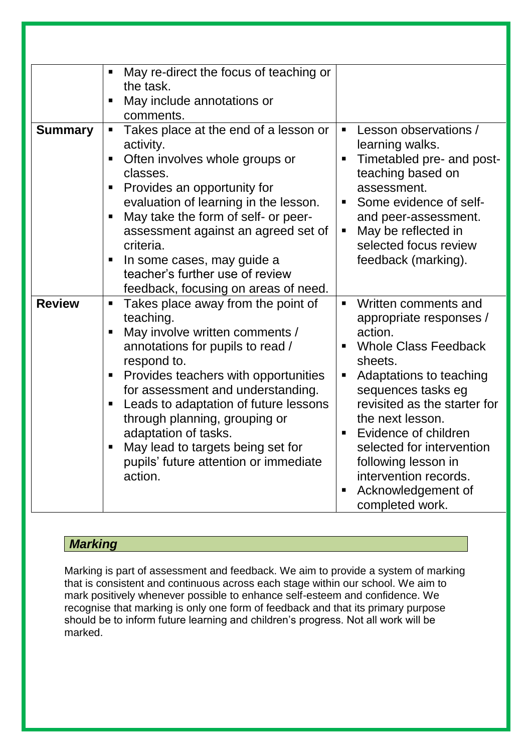| | | |
|---|---|---|
| | ▪ May re-direct the focus of teaching or the task.<br>▪ May include annotations or comments. | |
| **Summary** | ▪ Takes place at the end of a lesson or activity.<br>▪ Often involves whole groups or classes.<br>▪ Provides an opportunity for evaluation of learning in the lesson.<br>▪ May take the form of self- or peer-assessment against an agreed set of criteria.<br>▪ In some cases, may guide a teacher's further use of review feedback, focusing on areas of need. | ▪ Lesson observations / learning walks.<br>▪ Timetabled pre- and post-teaching based on assessment.<br>▪ Some evidence of self- and peer-assessment.<br>▪ May be reflected in selected focus review feedback (marking). |
| **Review** | ▪ Takes place away from the point of teaching.<br>▪ May involve written comments / annotations for pupils to read / respond to.<br>▪ Provides teachers with opportunities for assessment and understanding.<br>▪ Leads to adaptation of future lessons through planning, grouping or adaptation of tasks.<br>▪ May lead to targets being set for pupils' future attention or immediate action. | ▪ Written comments and appropriate responses / action.<br>▪ Whole Class Feedback sheets.<br>▪ Adaptations to teaching sequences tasks eg revisited as the starter for the next lesson.<br>▪ Evidence of children selected for intervention following lesson in intervention records.<br>▪ Acknowledgement of completed work. |

## ***Marking***

Marking is part of assessment and feedback. We aim to provide a system of marking that is consistent and continuous across each stage within our school. We aim to mark positively whenever possible to enhance self-esteem and confidence. We recognise that marking is only one form of feedback and that its primary purpose should be to inform future learning and children's progress. Not all work will be marked.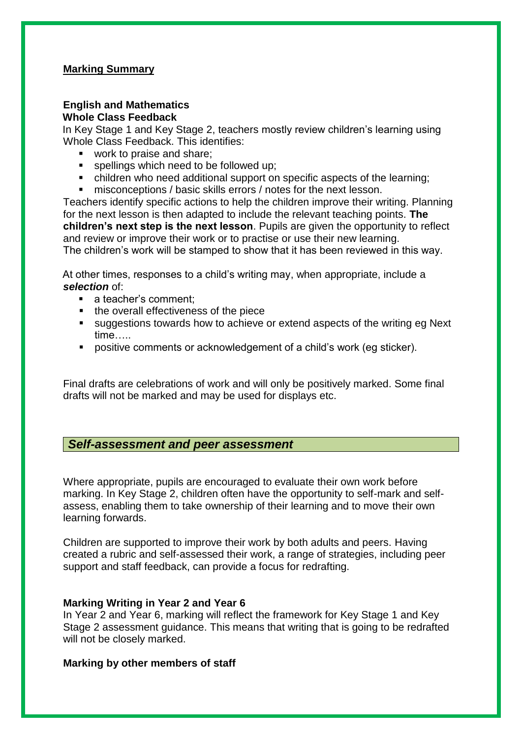**Marking Summary**

**English and Mathematics**

**Whole Class Feedback**

In Key Stage 1 and Key Stage 2, teachers mostly review children's learning using Whole Class Feedback. This identifies:

- work to praise and share;
- spellings which need to be followed up;
- children who need additional support on specific aspects of the learning;
- misconceptions / basic skills errors / notes for the next lesson.

Teachers identify specific actions to help the children improve their writing. Planning for the next lesson is then adapted to include the relevant teaching points. **The children's next step is the next lesson**. Pupils are given the opportunity to reflect and review or improve their work or to practise or use their new learning.
The children's work will be stamped to show that it has been reviewed in this way.

At other times, responses to a child's writing may, when appropriate, include a ***selection*** of:

- a teacher's comment;
- the overall effectiveness of the piece
- suggestions towards how to achieve or extend aspects of the writing eg Next time…..
- positive comments or acknowledgement of a child's work (eg sticker).

Final drafts are celebrations of work and will only be positively marked. Some final drafts will not be marked and may be used for displays etc.

## *Self-assessment and peer assessment*

Where appropriate, pupils are encouraged to evaluate their own work before marking. In Key Stage 2, children often have the opportunity to self-mark and self-assess, enabling them to take ownership of their learning and to move their own learning forwards.

Children are supported to improve their work by both adults and peers. Having created a rubric and self-assessed their work, a range of strategies, including peer support and staff feedback, can provide a focus for redrafting.

**Marking Writing in Year 2 and Year 6**

In Year 2 and Year 6, marking will reflect the framework for Key Stage 1 and Key Stage 2 assessment guidance. This means that writing that is going to be redrafted will not be closely marked.

**Marking by other members of staff**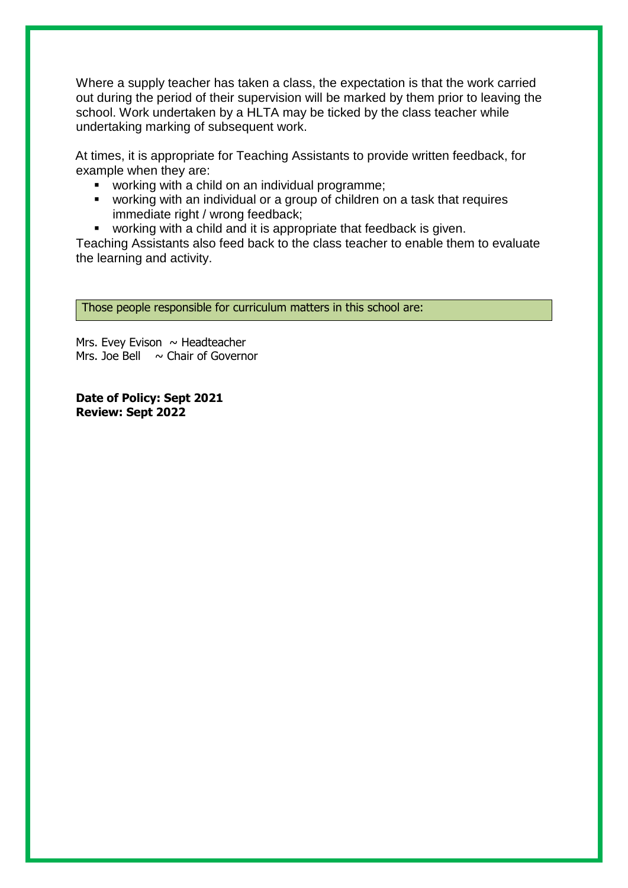Where a supply teacher has taken a class, the expectation is that the work carried out during the period of their supervision will be marked by them prior to leaving the school. Work undertaken by a HLTA may be ticked by the class teacher while undertaking marking of subsequent work.

At times, it is appropriate for Teaching Assistants to provide written feedback, for example when they are:

- working with a child on an individual programme;
- working with an individual or a group of children on a task that requires immediate right / wrong feedback;
- working with a child and it is appropriate that feedback is given.

Teaching Assistants also feed back to the class teacher to enable them to evaluate the learning and activity.

Those people responsible for curriculum matters in this school are:

Mrs. Evey Evison ~ Headteacher
Mrs. Joe Bell ~ Chair of Governor

**Date of Policy: Sept 2021**
**Review: Sept 2022**